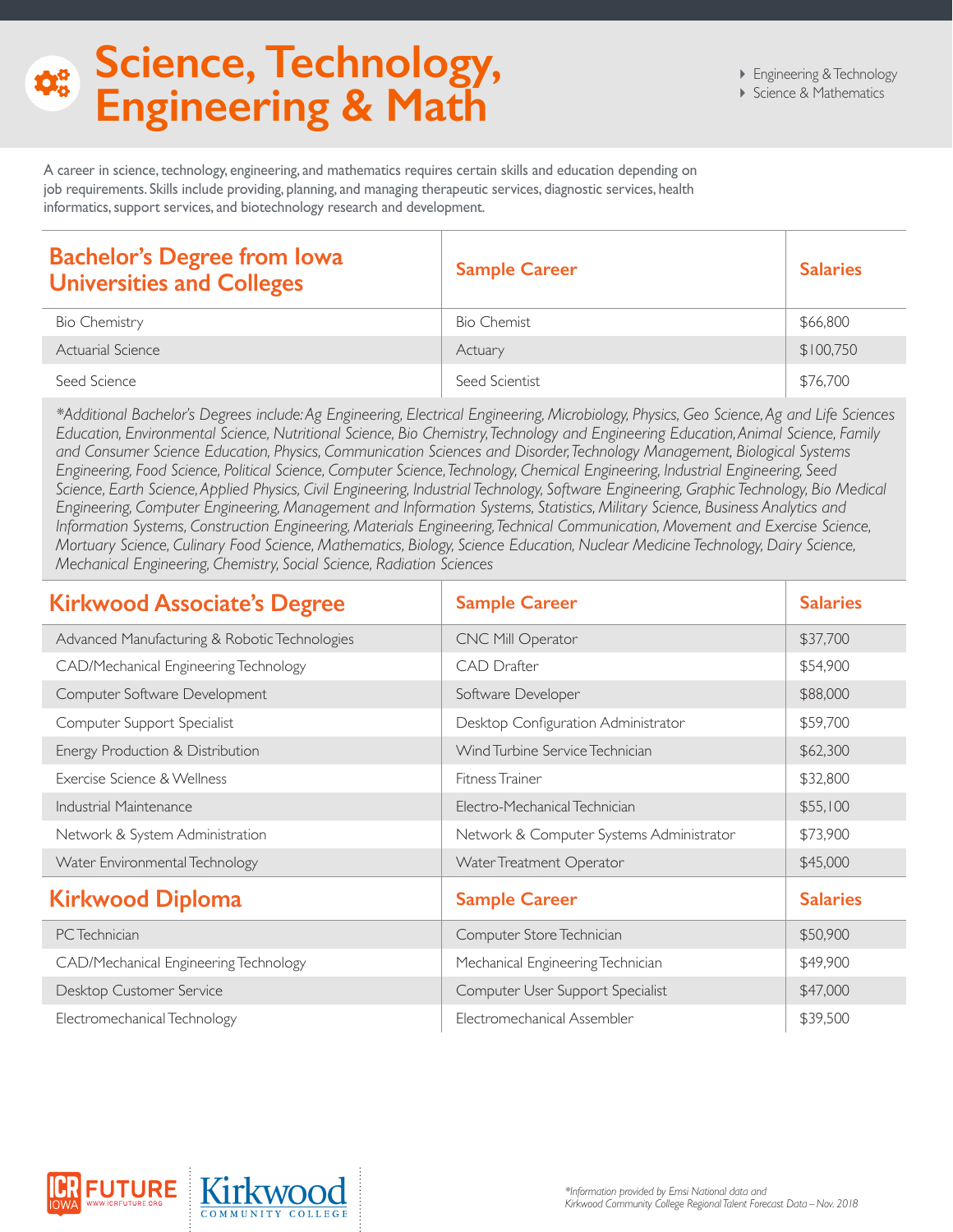# Science, Technology, Engineering & Math

- Engineering & Technology
- Science & Mathematics

A career in science, technology, engineering, and mathematics requires certain skills and education depending on job requirements. Skills include providing, planning, and managing therapeutic services, diagnostic services, health informatics, support services, and biotechnology research and development.

| Bachelor's Degree from Iowa Universities and Colleges | Sample Career | Salaries |
|---|---|---|
| Bio Chemistry | Bio Chemist | $66,800 |
| Actuarial Science | Actuary | $100,750 |
| Seed Science | Seed Scientist | $76,700 |

*\*Additional Bachelor's Degrees include: Ag Engineering, Electrical Engineering, Microbiology, Physics, Geo Science, Ag and Life Sciences Education, Environmental Science, Nutritional Science, Bio Chemistry, Technology and Engineering Education, Animal Science, Family and Consumer Science Education, Physics, Communication Sciences and Disorder, Technology Management, Biological Systems Engineering, Food Science, Political Science, Computer Science, Technology, Chemical Engineering, Industrial Engineering, Seed Science, Earth Science, Applied Physics, Civil Engineering, Industrial Technology, Software Engineering, Graphic Technology, Bio Medical Engineering, Computer Engineering, Management and Information Systems, Statistics, Military Science, Business Analytics and Information Systems, Construction Engineering, Materials Engineering, Technical Communication, Movement and Exercise Science, Mortuary Science, Culinary Food Science, Mathematics, Biology, Science Education, Nuclear Medicine Technology, Dairy Science, Mechanical Engineering, Chemistry, Social Science, Radiation Sciences*

| Kirkwood Associate's Degree | Sample Career | Salaries |
|---|---|---|
| Advanced Manufacturing & Robotic Technologies | CNC Mill Operator | $37,700 |
| CAD/Mechanical Engineering Technology | CAD Drafter | $54,900 |
| Computer Software Development | Software Developer | $88,000 |
| Computer Support Specialist | Desktop Configuration Administrator | $59,700 |
| Energy Production & Distribution | Wind Turbine Service Technician | $62,300 |
| Exercise Science & Wellness | Fitness Trainer | $32,800 |
| Industrial Maintenance | Electro-Mechanical Technician | $55,100 |
| Network & System Administration | Network & Computer Systems Administrator | $73,900 |
| Water Environmental Technology | Water Treatment Operator | $45,000 |

| Kirkwood Diploma | Sample Career | Salaries |
|---|---|---|
| PC Technician | Computer Store Technician | $50,900 |
| CAD/Mechanical Engineering Technology | Mechanical Engineering Technician | $49,900 |
| Desktop Customer Service | Computer User Support Specialist | $47,000 |
| Electromechanical Technology | Electromechanical Assembler | $39,500 |

ICR IOWA FUTURE www.icrfuture.org

Kirkwood Community College

*\*Information provided by Emsi National data and Kirkwood Community College Regional Talent Forecast Data – Nov. 2018*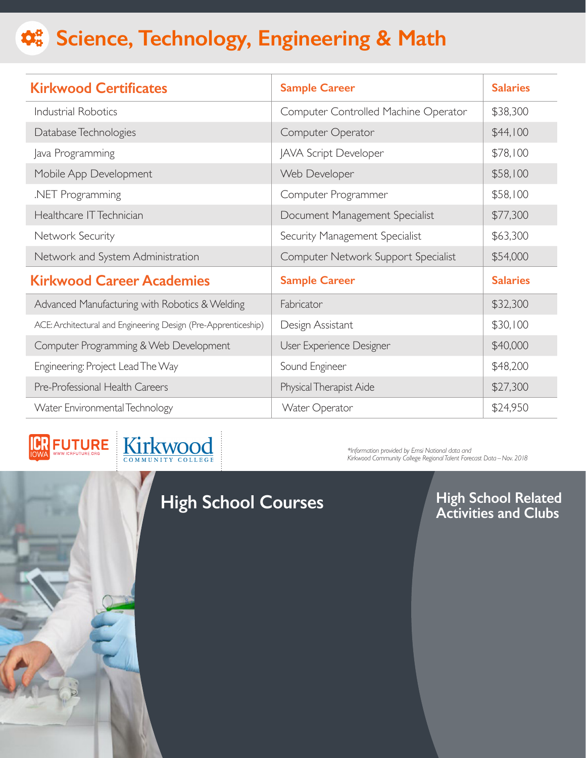# Science, Technology, Engineering & Math

| Kirkwood Certificates | Sample Career | Salaries |
|---|---|---|
| Industrial Robotics | Computer Controlled Machine Operator | $38,300 |
| Database Technologies | Computer Operator | $44,100 |
| Java Programming | JAVA Script Developer | $78,100 |
| Mobile App Development | Web Developer | $58,100 |
| .NET Programming | Computer Programmer | $58,100 |
| Healthcare IT Technician | Document Management Specialist | $77,300 |
| Network Security | Security Management Specialist | $63,300 |
| Network and System Administration | Computer Network Support Specialist | $54,000 |
| **Kirkwood Career Academies** | **Sample Career** | **Salaries** |
| Advanced Manufacturing with Robotics & Welding | Fabricator | $32,300 |
| ACE: Architectural and Engineering Design (Pre-Apprenticeship) | Design Assistant | $30,100 |
| Computer Programming & Web Development | User Experience Designer | $40,000 |
| Engineering: Project Lead The Way | Sound Engineer | $48,200 |
| Pre-Professional Health Careers | Physical Therapist Aide | $27,300 |
| Water Environmental Technology | Water Operator | $24,950 |

ICR IOWA FUTURE WWW.ICRFUTURE.ORG

Kirkwood COMMUNITY COLLEGE

*\*Information provided by Emsi National data and Kirkwood Community College Regional Talent Forecast Data – Nov. 2018*

## High School Courses

## High School Related Activities and Clubs